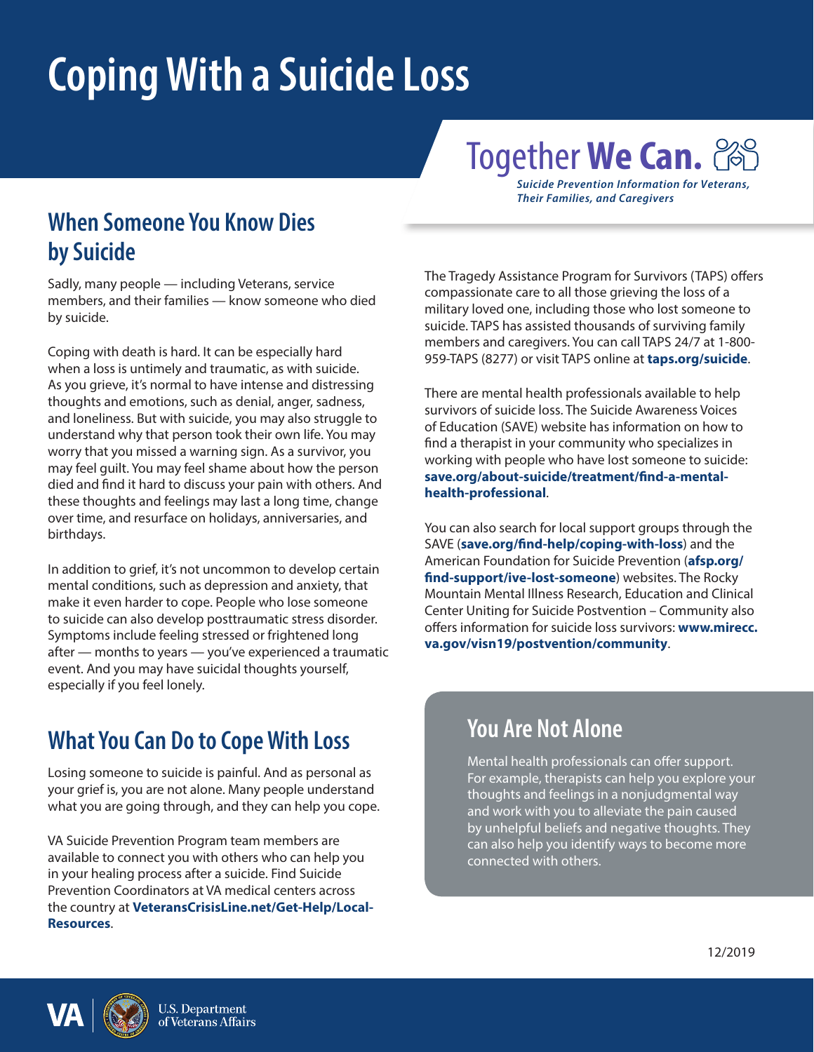# Coping With a Suicide Loss

Together **We Can.**

***Suicide Prevention Information for Veterans, Their Families, and Caregivers***

## When Someone You Know Dies by Suicide

Sadly, many people — including Veterans, service members, and their families — know someone who died by suicide.

Coping with death is hard. It can be especially hard when a loss is untimely and traumatic, as with suicide. As you grieve, it's normal to have intense and distressing thoughts and emotions, such as denial, anger, sadness, and loneliness. But with suicide, you may also struggle to understand why that person took their own life. You may worry that you missed a warning sign. As a survivor, you may feel guilt. You may feel shame about how the person died and find it hard to discuss your pain with others. And these thoughts and feelings may last a long time, change over time, and resurface on holidays, anniversaries, and birthdays.

In addition to grief, it's not uncommon to develop certain mental conditions, such as depression and anxiety, that make it even harder to cope. People who lose someone to suicide can also develop posttraumatic stress disorder. Symptoms include feeling stressed or frightened long after — months to years — you've experienced a traumatic event. And you may have suicidal thoughts yourself, especially if you feel lonely.

## What You Can Do to Cope With Loss

Losing someone to suicide is painful. And as personal as your grief is, you are not alone. Many people understand what you are going through, and they can help you cope.

VA Suicide Prevention Program team members are available to connect you with others who can help you in your healing process after a suicide. Find Suicide Prevention Coordinators at VA medical centers across the country at **VeteransCrisisLine.net/Get-Help/Local-Resources**.

The Tragedy Assistance Program for Survivors (TAPS) offers compassionate care to all those grieving the loss of a military loved one, including those who lost someone to suicide. TAPS has assisted thousands of surviving family members and caregivers. You can call TAPS 24/7 at 1-800-959-TAPS (8277) or visit TAPS online at **taps.org/suicide**.

There are mental health professionals available to help survivors of suicide loss. The Suicide Awareness Voices of Education (SAVE) website has information on how to find a therapist in your community who specializes in working with people who have lost someone to suicide: **save.org/about-suicide/treatment/find-a-mental-health-professional**.

You can also search for local support groups through the SAVE (**save.org/find-help/coping-with-loss**) and the American Foundation for Suicide Prevention (**afsp.org/find-support/ive-lost-someone**) websites. The Rocky Mountain Mental Illness Research, Education and Clinical Center Uniting for Suicide Postvention – Community also offers information for suicide loss survivors: **www.mirecc.va.gov/visn19/postvention/community**.

## You Are Not Alone

Mental health professionals can offer support. For example, therapists can help you explore your thoughts and feelings in a nonjudgmental way and work with you to alleviate the pain caused by unhelpful beliefs and negative thoughts. They can also help you identify ways to become more connected with others.

12/2019

VA | U.S. Department of Veterans Affairs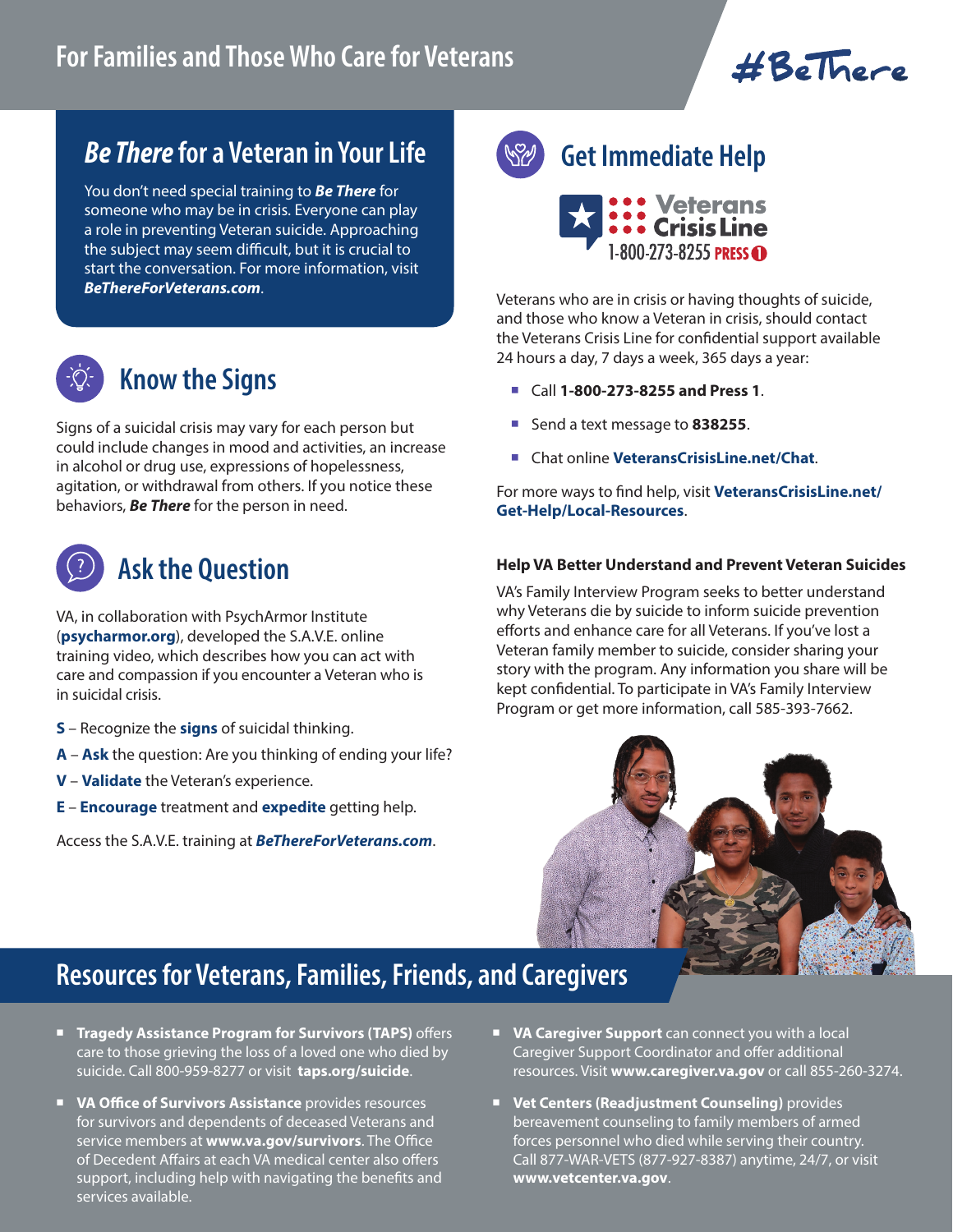# For Families and Those Who Care for Veterans

#BeThere

## *Be There* for a Veteran in Your Life

You don't need special training to ***Be There*** for someone who may be in crisis. Everyone can play a role in preventing Veteran suicide. Approaching the subject may seem difficult, but it is crucial to start the conversation. For more information, visit ***BeThereForVeterans.com***.

## Know the Signs

Signs of a suicidal crisis may vary for each person but could include changes in mood and activities, an increase in alcohol or drug use, expressions of hopelessness, agitation, or withdrawal from others. If you notice these behaviors, ***Be There*** for the person in need.

## Ask the Question

VA, in collaboration with PsychArmor Institute (**psycharmor.org**), developed the S.A.V.E. online training video, which describes how you can act with care and compassion if you encounter a Veteran who is in suicidal crisis.

**S** – Recognize the **signs** of suicidal thinking.

**A** – **Ask** the question: Are you thinking of ending your life?

**V** – **Validate** the Veteran's experience.

**E** – **Encourage** treatment and **expedite** getting help.

Access the S.A.V.E. training at ***BeThereForVeterans.com***.

## Get Immediate Help

Veterans Crisis Line
1-800-273-8255 PRESS 1

Veterans who are in crisis or having thoughts of suicide, and those who know a Veteran in crisis, should contact the Veterans Crisis Line for confidential support available 24 hours a day, 7 days a week, 365 days a year:

- Call **1-800-273-8255 and Press 1**.
- Send a text message to **838255**.
- Chat online **VeteransCrisisLine.net/Chat**.

For more ways to find help, visit **VeteransCrisisLine.net/Get-Help/Local-Resources**.

### Help VA Better Understand and Prevent Veteran Suicides

VA's Family Interview Program seeks to better understand why Veterans die by suicide to inform suicide prevention efforts and enhance care for all Veterans. If you've lost a Veteran family member to suicide, consider sharing your story with the program. Any information you share will be kept confidential. To participate in VA's Family Interview Program or get more information, call 585-393-7662.

## Resources for Veterans, Families, Friends, and Caregivers

- **Tragedy Assistance Program for Survivors (TAPS)** offers care to those grieving the loss of a loved one who died by suicide. Call 800-959-8277 or visit **taps.org/suicide**.
- **VA Office of Survivors Assistance** provides resources for survivors and dependents of deceased Veterans and service members at **www.va.gov/survivors**. The Office of Decedent Affairs at each VA medical center also offers support, including help with navigating the benefits and services available.
- **VA Caregiver Support** can connect you with a local Caregiver Support Coordinator and offer additional resources. Visit **www.caregiver.va.gov** or call 855-260-3274.
- **Vet Centers (Readjustment Counseling)** provides bereavement counseling to family members of armed forces personnel who died while serving their country. Call 877-WAR-VETS (877-927-8387) anytime, 24/7, or visit **www.vetcenter.va.gov**.